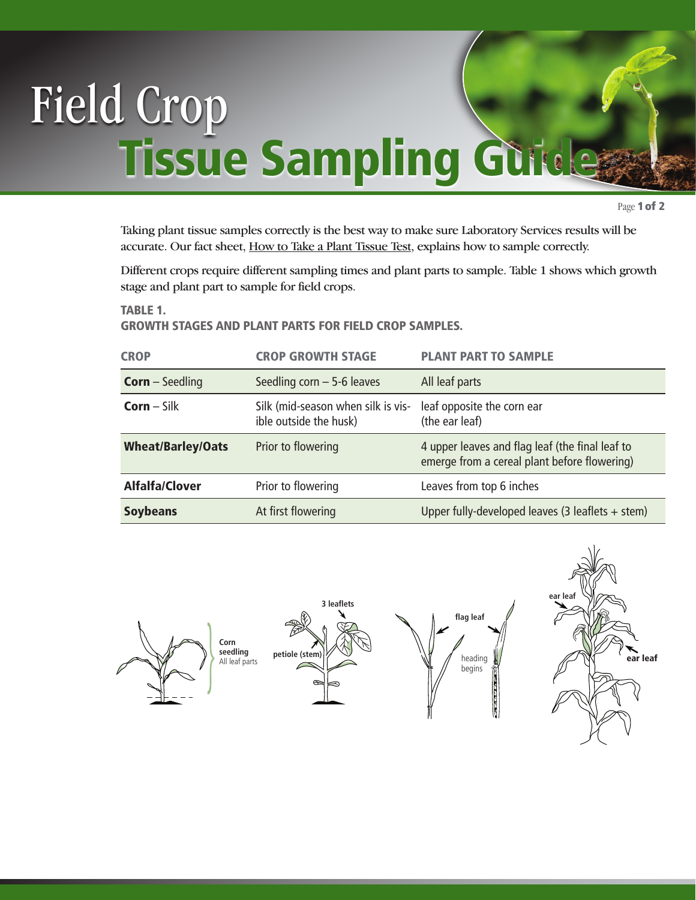# Field Crop Tissue Sampling Guide

Taking plant tissue samples correctly is the best way to make sure Laboratory Services results will be accurate. Our fact sheet, How to Take a Plant Tissue Test, explains how to sample correctly.

Different crops require different sampling times and plant parts to sample. Table 1 shows which growth stage and plant part to sample for field crops.

**TABLE 1.**
**GROWTH STAGES AND PLANT PARTS FOR FIELD CROP SAMPLES.**

| CROP | CROP GROWTH STAGE | PLANT PART TO SAMPLE |
|---|---|---|
| **Corn** – Seedling | Seedling corn – 5-6 leaves | All leaf parts |
| **Corn** – Silk | Silk (mid-season when silk is visible outside the husk) | leaf opposite the corn ear (the ear leaf) |
| **Wheat/Barley/Oats** | Prior to flowering | 4 upper leaves and flag leaf (the final leaf to emerge from a cereal plant before flowering) |
| **Alfalfa/Clover** | Prior to flowering | Leaves from top 6 inches |
| **Soybeans** | At first flowering | Upper fully-developed leaves (3 leaflets + stem) |

**Corn seedling** All leaf parts

**3 leaflets** **petiole (stem)**

**flag leaf** heading begins

**ear leaf** **ear leaf**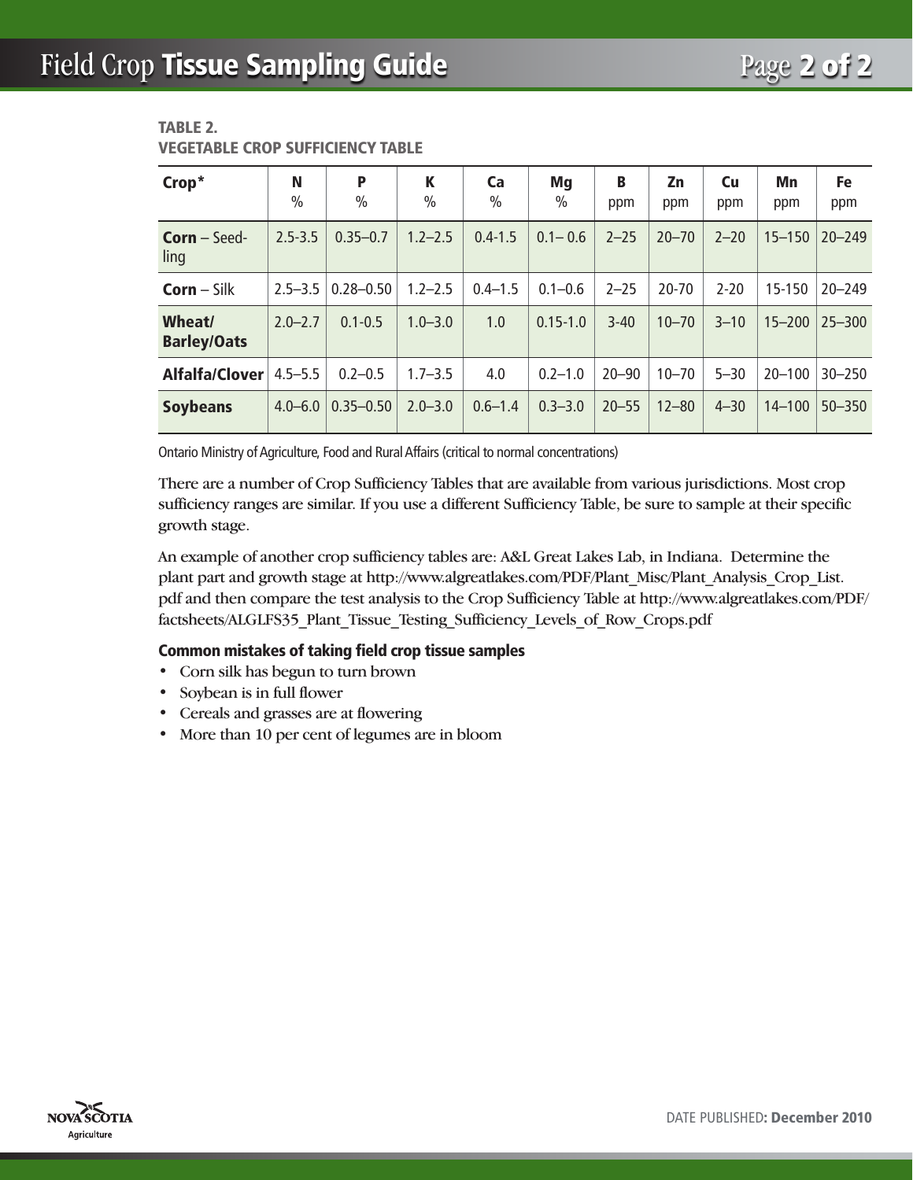**TABLE 2.**
**VEGETABLE CROP SUFFICIENCY TABLE**

| Crop* | N % | P % | K % | Ca % | Mg % | B ppm | Zn ppm | Cu ppm | Mn ppm | Fe ppm |
|---|---|---|---|---|---|---|---|---|---|---|
| **Corn** – Seedling | 2.5-3.5 | 0.35–0.7 | 1.2–2.5 | 0.4-1.5 | 0.1– 0.6 | 2–25 | 20–70 | 2–20 | 15–150 | 20–249 |
| **Corn** – Silk | 2.5–3.5 | 0.28–0.50 | 1.2–2.5 | 0.4–1.5 | 0.1–0.6 | 2–25 | 20-70 | 2-20 | 15-150 | 20–249 |
| **Wheat/ Barley/Oats** | 2.0–2.7 | 0.1-0.5 | 1.0–3.0 | 1.0 | 0.15-1.0 | 3-40 | 10–70 | 3–10 | 15–200 | 25–300 |
| **Alfalfa/Clover** | 4.5–5.5 | 0.2–0.5 | 1.7–3.5 | 4.0 | 0.2–1.0 | 20–90 | 10–70 | 5–30 | 20–100 | 30–250 |
| **Soybeans** | 4.0–6.0 | 0.35–0.50 | 2.0–3.0 | 0.6–1.4 | 0.3–3.0 | 20–55 | 12–80 | 4–30 | 14–100 | 50–350 |

Ontario Ministry of Agriculture, Food and Rural Affairs (critical to normal concentrations)

There are a number of Crop Sufficiency Tables that are available from various jurisdictions. Most crop sufficiency ranges are similar. If you use a different Sufficiency Table, be sure to sample at their specific growth stage.

An example of another crop sufficiency tables are: A&L Great Lakes Lab, in Indiana. Determine the plant part and growth stage at http://www.algreatlakes.com/PDF/Plant_Misc/Plant_Analysis_Crop_List.pdf and then compare the test analysis to the Crop Sufficiency Table at http://www.algreatlakes.com/PDF/factsheets/ALGLFS35_Plant_Tissue_Testing_Sufficiency_Levels_of_Row_Crops.pdf

### Common mistakes of taking field crop tissue samples

- Corn silk has begun to turn brown
- Soybean is in full flower
- Cereals and grasses are at flowering
- More than 10 per cent of legumes are in bloom

DATE PUBLISHED: **December 2010**